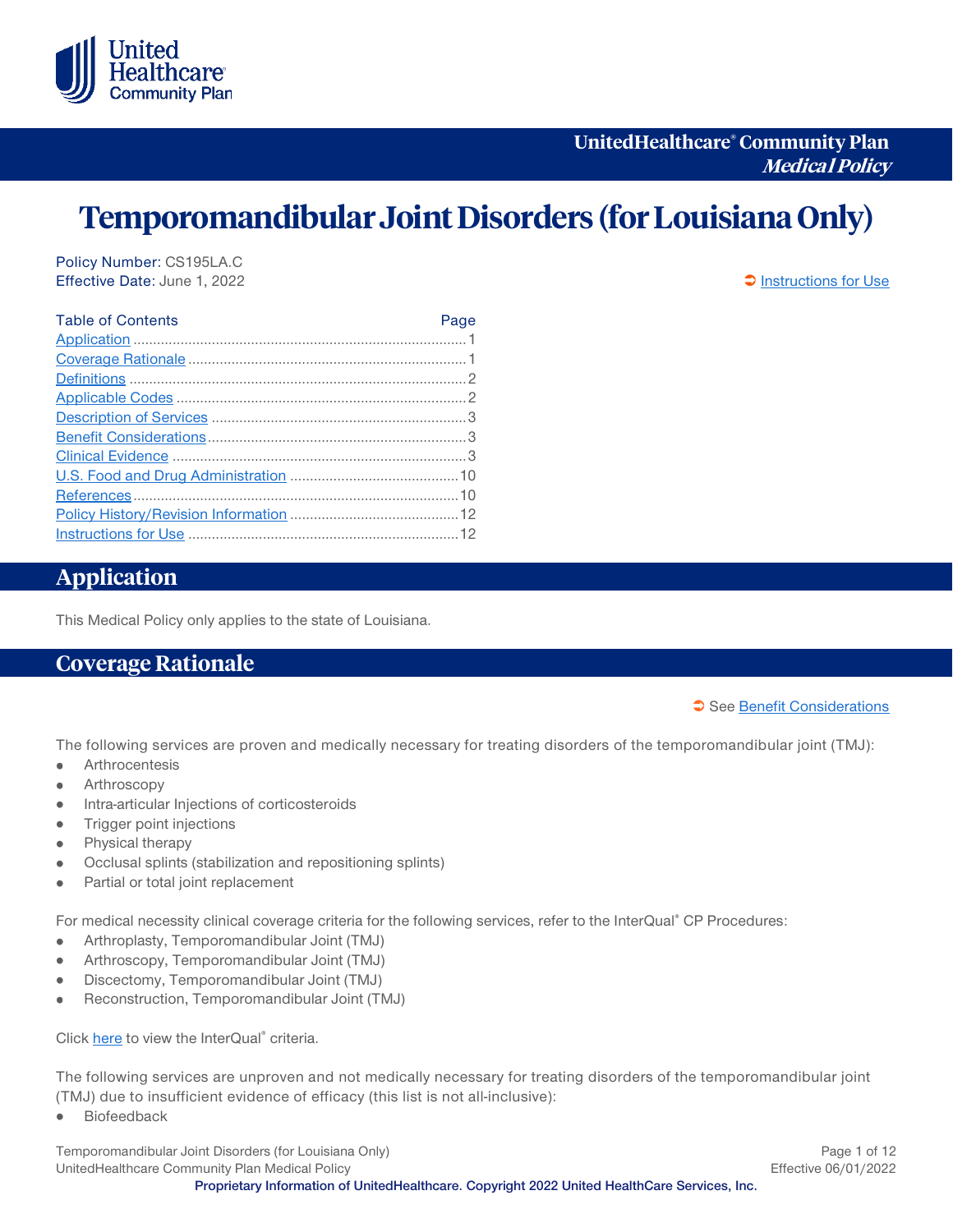UnitedHealthcare® Community Plan
*Medical Policy*

# Temporomandibular Joint Disorders (for Louisiana Only)

Policy Number: CS195LA.C
Effective Date: June 1, 2022

➲ Instructions for Use

| Table of Contents | Page |
| --- | --- |
| Application | 1 |
| Coverage Rationale | 1 |
| Definitions | 2 |
| Applicable Codes | 2 |
| Description of Services | 3 |
| Benefit Considerations | 3 |
| Clinical Evidence | 3 |
| U.S. Food and Drug Administration | 10 |
| References | 10 |
| Policy History/Revision Information | 12 |
| Instructions for Use | 12 |

## Application

This Medical Policy only applies to the state of Louisiana.

## Coverage Rationale

➲ See Benefit Considerations

The following services are proven and medically necessary for treating disorders of the temporomandibular joint (TMJ):

- Arthrocentesis
- Arthroscopy
- Intra-articular Injections of corticosteroids
- Trigger point injections
- Physical therapy
- Occlusal splints (stabilization and repositioning splints)
- Partial or total joint replacement

For medical necessity clinical coverage criteria for the following services, refer to the InterQual® CP Procedures:

- Arthroplasty, Temporomandibular Joint (TMJ)
- Arthroscopy, Temporomandibular Joint (TMJ)
- Discectomy, Temporomandibular Joint (TMJ)
- Reconstruction, Temporomandibular Joint (TMJ)

Click here to view the InterQual® criteria.

The following services are unproven and not medically necessary for treating disorders of the temporomandibular joint (TMJ) due to insufficient evidence of efficacy (this list is not all-inclusive):

- Biofeedback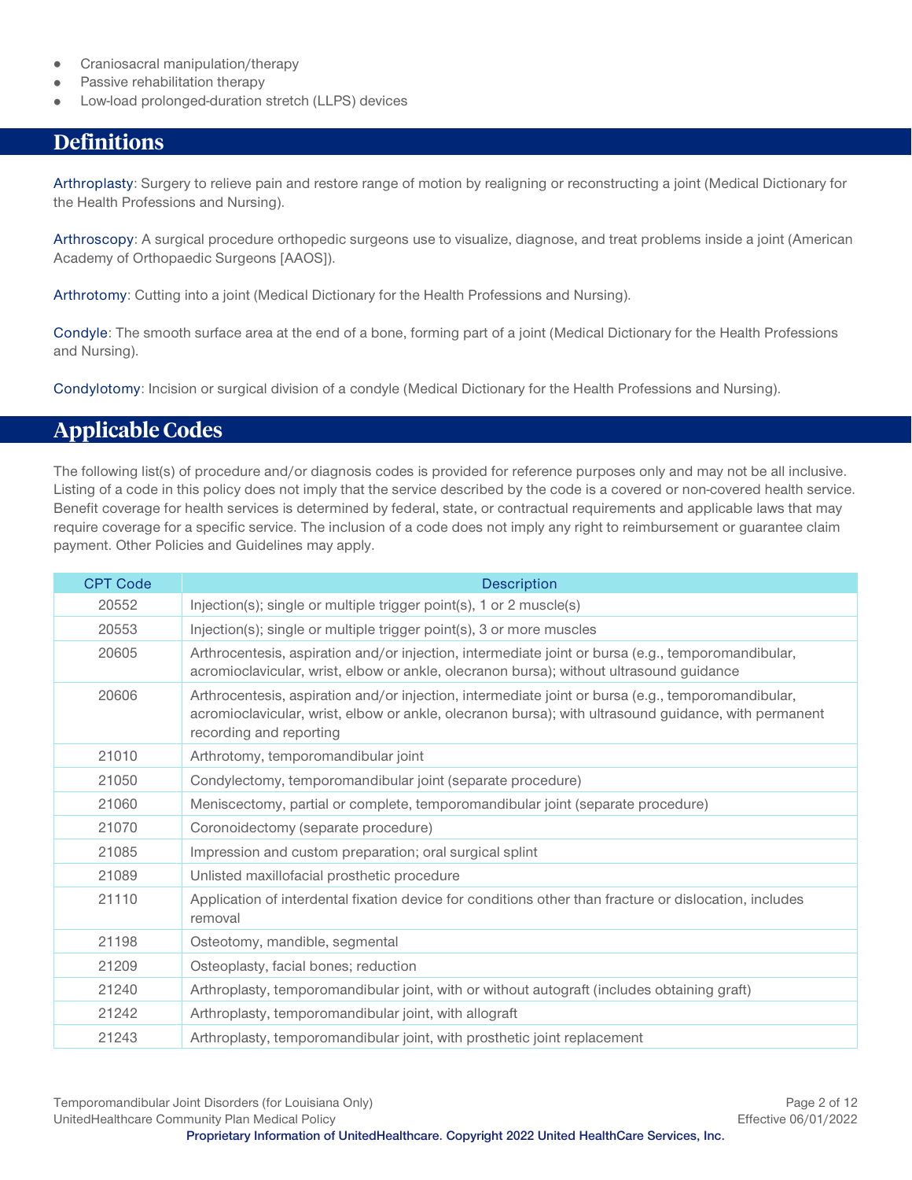- Craniosacral manipulation/therapy
- Passive rehabilitation therapy
- Low-load prolonged-duration stretch (LLPS) devices

## Definitions

Arthroplasty: Surgery to relieve pain and restore range of motion by realigning or reconstructing a joint (Medical Dictionary for the Health Professions and Nursing).

Arthroscopy: A surgical procedure orthopedic surgeons use to visualize, diagnose, and treat problems inside a joint (American Academy of Orthopaedic Surgeons [AAOS]).

Arthrotomy: Cutting into a joint (Medical Dictionary for the Health Professions and Nursing).

Condyle: The smooth surface area at the end of a bone, forming part of a joint (Medical Dictionary for the Health Professions and Nursing).

Condylotomy: Incision or surgical division of a condyle (Medical Dictionary for the Health Professions and Nursing).

## Applicable Codes

The following list(s) of procedure and/or diagnosis codes is provided for reference purposes only and may not be all inclusive. Listing of a code in this policy does not imply that the service described by the code is a covered or non-covered health service. Benefit coverage for health services is determined by federal, state, or contractual requirements and applicable laws that may require coverage for a specific service. The inclusion of a code does not imply any right to reimbursement or guarantee claim payment. Other Policies and Guidelines may apply.

| CPT Code | Description |
|---|---|
| 20552 | Injection(s); single or multiple trigger point(s), 1 or 2 muscle(s) |
| 20553 | Injection(s); single or multiple trigger point(s), 3 or more muscles |
| 20605 | Arthrocentesis, aspiration and/or injection, intermediate joint or bursa (e.g., temporomandibular, acromioclavicular, wrist, elbow or ankle, olecranon bursa); without ultrasound guidance |
| 20606 | Arthrocentesis, aspiration and/or injection, intermediate joint or bursa (e.g., temporomandibular, acromioclavicular, wrist, elbow or ankle, olecranon bursa); with ultrasound guidance, with permanent recording and reporting |
| 21010 | Arthrotomy, temporomandibular joint |
| 21050 | Condylectomy, temporomandibular joint (separate procedure) |
| 21060 | Meniscectomy, partial or complete, temporomandibular joint (separate procedure) |
| 21070 | Coronoidectomy (separate procedure) |
| 21085 | Impression and custom preparation; oral surgical splint |
| 21089 | Unlisted maxillofacial prosthetic procedure |
| 21110 | Application of interdental fixation device for conditions other than fracture or dislocation, includes removal |
| 21198 | Osteotomy, mandible, segmental |
| 21209 | Osteoplasty, facial bones; reduction |
| 21240 | Arthroplasty, temporomandibular joint, with or without autograft (includes obtaining graft) |
| 21242 | Arthroplasty, temporomandibular joint, with allograft |
| 21243 | Arthroplasty, temporomandibular joint, with prosthetic joint replacement |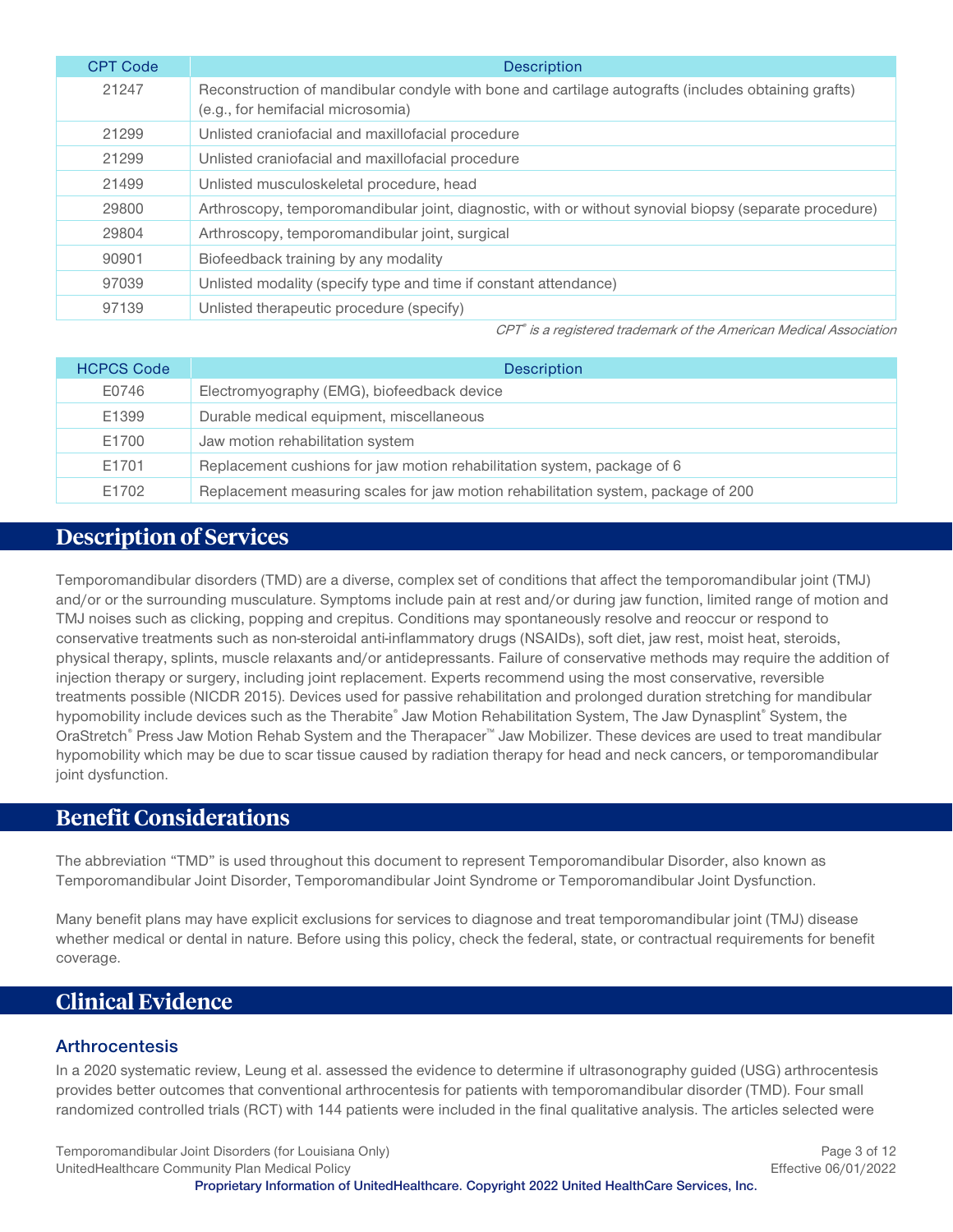| CPT Code | Description |
|---|---|
| 21247 | Reconstruction of mandibular condyle with bone and cartilage autografts (includes obtaining grafts) (e.g., for hemifacial microsomia) |
| 21299 | Unlisted craniofacial and maxillofacial procedure |
| 21299 | Unlisted craniofacial and maxillofacial procedure |
| 21499 | Unlisted musculoskeletal procedure, head |
| 29800 | Arthroscopy, temporomandibular joint, diagnostic, with or without synovial biopsy (separate procedure) |
| 29804 | Arthroscopy, temporomandibular joint, surgical |
| 90901 | Biofeedback training by any modality |
| 97039 | Unlisted modality (specify type and time if constant attendance) |
| 97139 | Unlisted therapeutic procedure (specify) |

*CPT® is a registered trademark of the American Medical Association*

| HCPCS Code | Description |
|---|---|
| E0746 | Electromyography (EMG), biofeedback device |
| E1399 | Durable medical equipment, miscellaneous |
| E1700 | Jaw motion rehabilitation system |
| E1701 | Replacement cushions for jaw motion rehabilitation system, package of 6 |
| E1702 | Replacement measuring scales for jaw motion rehabilitation system, package of 200 |

## Description of Services

Temporomandibular disorders (TMD) are a diverse, complex set of conditions that affect the temporomandibular joint (TMJ) and/or or the surrounding musculature. Symptoms include pain at rest and/or during jaw function, limited range of motion and TMJ noises such as clicking, popping and crepitus. Conditions may spontaneously resolve and reoccur or respond to conservative treatments such as non-steroidal anti-inflammatory drugs (NSAIDs), soft diet, jaw rest, moist heat, steroids, physical therapy, splints, muscle relaxants and/or antidepressants. Failure of conservative methods may require the addition of injection therapy or surgery, including joint replacement. Experts recommend using the most conservative, reversible treatments possible (NICDR 2015). Devices used for passive rehabilitation and prolonged duration stretching for mandibular hypomobility include devices such as the Therabite® Jaw Motion Rehabilitation System, The Jaw Dynasplint® System, the OraStretch® Press Jaw Motion Rehab System and the Therapacer™ Jaw Mobilizer. These devices are used to treat mandibular hypomobility which may be due to scar tissue caused by radiation therapy for head and neck cancers, or temporomandibular joint dysfunction.

## Benefit Considerations

The abbreviation "TMD" is used throughout this document to represent Temporomandibular Disorder, also known as Temporomandibular Joint Disorder, Temporomandibular Joint Syndrome or Temporomandibular Joint Dysfunction.

Many benefit plans may have explicit exclusions for services to diagnose and treat temporomandibular joint (TMJ) disease whether medical or dental in nature. Before using this policy, check the federal, state, or contractual requirements for benefit coverage.

## Clinical Evidence

### Arthrocentesis

In a 2020 systematic review, Leung et al. assessed the evidence to determine if ultrasonography guided (USG) arthrocentesis provides better outcomes that conventional arthrocentesis for patients with temporomandibular disorder (TMD). Four small randomized controlled trials (RCT) with 144 patients were included in the final qualitative analysis. The articles selected were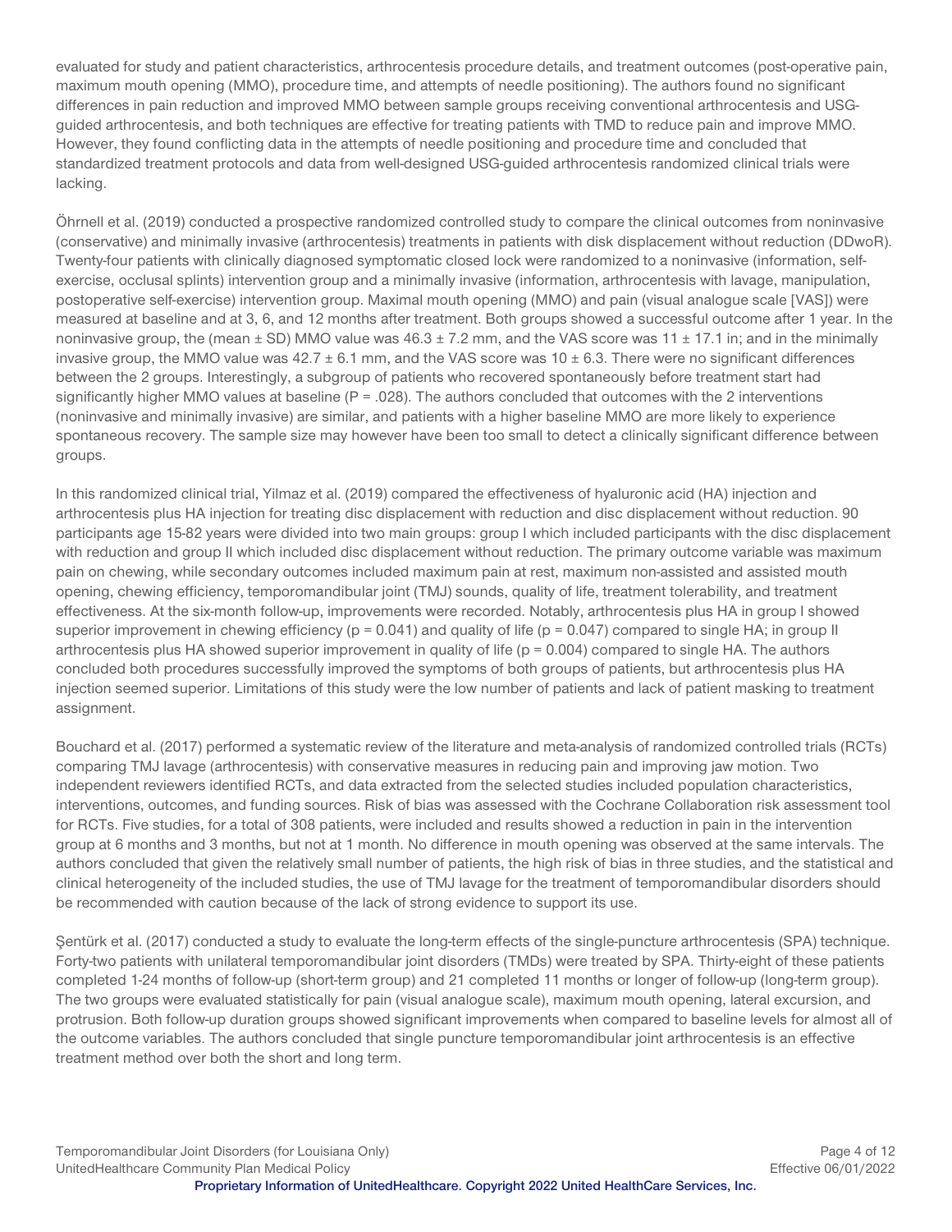evaluated for study and patient characteristics, arthrocentesis procedure details, and treatment outcomes (post-operative pain, maximum mouth opening (MMO), procedure time, and attempts of needle positioning). The authors found no significant differences in pain reduction and improved MMO between sample groups receiving conventional arthrocentesis and USG-guided arthrocentesis, and both techniques are effective for treating patients with TMD to reduce pain and improve MMO. However, they found conflicting data in the attempts of needle positioning and procedure time and concluded that standardized treatment protocols and data from well-designed USG-guided arthrocentesis randomized clinical trials were lacking.

Öhrnell et al. (2019) conducted a prospective randomized controlled study to compare the clinical outcomes from noninvasive (conservative) and minimally invasive (arthrocentesis) treatments in patients with disk displacement without reduction (DDwoR). Twenty-four patients with clinically diagnosed symptomatic closed lock were randomized to a noninvasive (information, self-exercise, occlusal splints) intervention group and a minimally invasive (information, arthrocentesis with lavage, manipulation, postoperative self-exercise) intervention group. Maximal mouth opening (MMO) and pain (visual analogue scale [VAS]) were measured at baseline and at 3, 6, and 12 months after treatment. Both groups showed a successful outcome after 1 year. In the noninvasive group, the (mean ± SD) MMO value was 46.3 ± 7.2 mm, and the VAS score was 11 ± 17.1 in; and in the minimally invasive group, the MMO value was 42.7 ± 6.1 mm, and the VAS score was 10 ± 6.3. There were no significant differences between the 2 groups. Interestingly, a subgroup of patients who recovered spontaneously before treatment start had significantly higher MMO values at baseline (P = .028). The authors concluded that outcomes with the 2 interventions (noninvasive and minimally invasive) are similar, and patients with a higher baseline MMO are more likely to experience spontaneous recovery. The sample size may however have been too small to detect a clinically significant difference between groups.

In this randomized clinical trial, Yilmaz et al. (2019) compared the effectiveness of hyaluronic acid (HA) injection and arthrocentesis plus HA injection for treating disc displacement with reduction and disc displacement without reduction. 90 participants age 15-82 years were divided into two main groups: group I which included participants with the disc displacement with reduction and group II which included disc displacement without reduction. The primary outcome variable was maximum pain on chewing, while secondary outcomes included maximum pain at rest, maximum non-assisted and assisted mouth opening, chewing efficiency, temporomandibular joint (TMJ) sounds, quality of life, treatment tolerability, and treatment effectiveness. At the six-month follow-up, improvements were recorded. Notably, arthrocentesis plus HA in group I showed superior improvement in chewing efficiency (p = 0.041) and quality of life (p = 0.047) compared to single HA; in group II arthrocentesis plus HA showed superior improvement in quality of life (p = 0.004) compared to single HA. The authors concluded both procedures successfully improved the symptoms of both groups of patients, but arthrocentesis plus HA injection seemed superior. Limitations of this study were the low number of patients and lack of patient masking to treatment assignment.

Bouchard et al. (2017) performed a systematic review of the literature and meta-analysis of randomized controlled trials (RCTs) comparing TMJ lavage (arthrocentesis) with conservative measures in reducing pain and improving jaw motion. Two independent reviewers identified RCTs, and data extracted from the selected studies included population characteristics, interventions, outcomes, and funding sources. Risk of bias was assessed with the Cochrane Collaboration risk assessment tool for RCTs. Five studies, for a total of 308 patients, were included and results showed a reduction in pain in the intervention group at 6 months and 3 months, but not at 1 month. No difference in mouth opening was observed at the same intervals. The authors concluded that given the relatively small number of patients, the high risk of bias in three studies, and the statistical and clinical heterogeneity of the included studies, the use of TMJ lavage for the treatment of temporomandibular disorders should be recommended with caution because of the lack of strong evidence to support its use.

Şentürk et al. (2017) conducted a study to evaluate the long-term effects of the single-puncture arthrocentesis (SPA) technique. Forty-two patients with unilateral temporomandibular joint disorders (TMDs) were treated by SPA. Thirty-eight of these patients completed 1-24 months of follow-up (short-term group) and 21 completed 11 months or longer of follow-up (long-term group). The two groups were evaluated statistically for pain (visual analogue scale), maximum mouth opening, lateral excursion, and protrusion. Both follow-up duration groups showed significant improvements when compared to baseline levels for almost all of the outcome variables. The authors concluded that single puncture temporomandibular joint arthrocentesis is an effective treatment method over both the short and long term.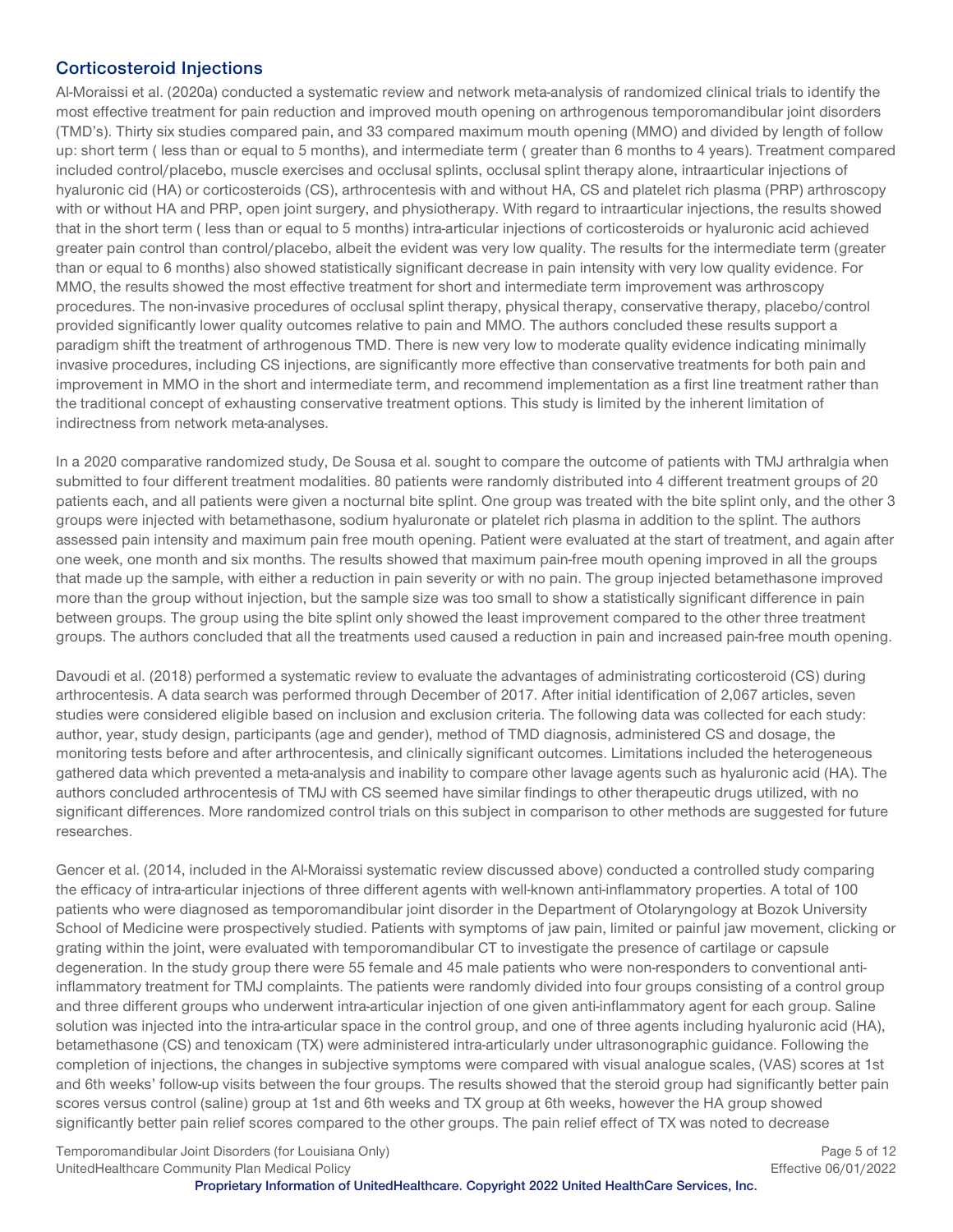## Corticosteroid Injections

Al-Moraissi et al. (2020a) conducted a systematic review and network meta-analysis of randomized clinical trials to identify the most effective treatment for pain reduction and improved mouth opening on arthrogenous temporomandibular joint disorders (TMD's). Thirty six studies compared pain, and 33 compared maximum mouth opening (MMO) and divided by length of follow up: short term ( less than or equal to 5 months), and intermediate term ( greater than 6 months to 4 years). Treatment compared included control/placebo, muscle exercises and occlusal splints, occlusal splint therapy alone, intraarticular injections of hyaluronic cid (HA) or corticosteroids (CS), arthrocentesis with and without HA, CS and platelet rich plasma (PRP) arthroscopy with or without HA and PRP, open joint surgery, and physiotherapy. With regard to intraarticular injections, the results showed that in the short term ( less than or equal to 5 months) intra-articular injections of corticosteroids or hyaluronic acid achieved greater pain control than control/placebo, albeit the evident was very low quality. The results for the intermediate term (greater than or equal to 6 months) also showed statistically significant decrease in pain intensity with very low quality evidence. For MMO, the results showed the most effective treatment for short and intermediate term improvement was arthroscopy procedures. The non-invasive procedures of occlusal splint therapy, physical therapy, conservative therapy, placebo/control provided significantly lower quality outcomes relative to pain and MMO. The authors concluded these results support a paradigm shift the treatment of arthrogenous TMD. There is new very low to moderate quality evidence indicating minimally invasive procedures, including CS injections, are significantly more effective than conservative treatments for both pain and improvement in MMO in the short and intermediate term, and recommend implementation as a first line treatment rather than the traditional concept of exhausting conservative treatment options. This study is limited by the inherent limitation of indirectness from network meta-analyses.

In a 2020 comparative randomized study, De Sousa et al. sought to compare the outcome of patients with TMJ arthralgia when submitted to four different treatment modalities. 80 patients were randomly distributed into 4 different treatment groups of 20 patients each, and all patients were given a nocturnal bite splint. One group was treated with the bite splint only, and the other 3 groups were injected with betamethasone, sodium hyaluronate or platelet rich plasma in addition to the splint. The authors assessed pain intensity and maximum pain free mouth opening. Patient were evaluated at the start of treatment, and again after one week, one month and six months. The results showed that maximum pain-free mouth opening improved in all the groups that made up the sample, with either a reduction in pain severity or with no pain. The group injected betamethasone improved more than the group without injection, but the sample size was too small to show a statistically significant difference in pain between groups. The group using the bite splint only showed the least improvement compared to the other three treatment groups. The authors concluded that all the treatments used caused a reduction in pain and increased pain-free mouth opening.

Davoudi et al. (2018) performed a systematic review to evaluate the advantages of administrating corticosteroid (CS) during arthrocentesis. A data search was performed through December of 2017. After initial identification of 2,067 articles, seven studies were considered eligible based on inclusion and exclusion criteria. The following data was collected for each study: author, year, study design, participants (age and gender), method of TMD diagnosis, administered CS and dosage, the monitoring tests before and after arthrocentesis, and clinically significant outcomes. Limitations included the heterogeneous gathered data which prevented a meta-analysis and inability to compare other lavage agents such as hyaluronic acid (HA). The authors concluded arthrocentesis of TMJ with CS seemed have similar findings to other therapeutic drugs utilized, with no significant differences. More randomized control trials on this subject in comparison to other methods are suggested for future researches.

Gencer et al. (2014, included in the Al-Moraissi systematic review discussed above) conducted a controlled study comparing the efficacy of intra-articular injections of three different agents with well-known anti-inflammatory properties. A total of 100 patients who were diagnosed as temporomandibular joint disorder in the Department of Otolaryngology at Bozok University School of Medicine were prospectively studied. Patients with symptoms of jaw pain, limited or painful jaw movement, clicking or grating within the joint, were evaluated with temporomandibular CT to investigate the presence of cartilage or capsule degeneration. In the study group there were 55 female and 45 male patients who were non-responders to conventional anti-inflammatory treatment for TMJ complaints. The patients were randomly divided into four groups consisting of a control group and three different groups who underwent intra-articular injection of one given anti-inflammatory agent for each group. Saline solution was injected into the intra-articular space in the control group, and one of three agents including hyaluronic acid (HA), betamethasone (CS) and tenoxicam (TX) were administered intra-articularly under ultrasonographic guidance. Following the completion of injections, the changes in subjective symptoms were compared with visual analogue scales, (VAS) scores at 1st and 6th weeks' follow-up visits between the four groups. The results showed that the steroid group had significantly better pain scores versus control (saline) group at 1st and 6th weeks and TX group at 6th weeks, however the HA group showed significantly better pain relief scores compared to the other groups. The pain relief effect of TX was noted to decrease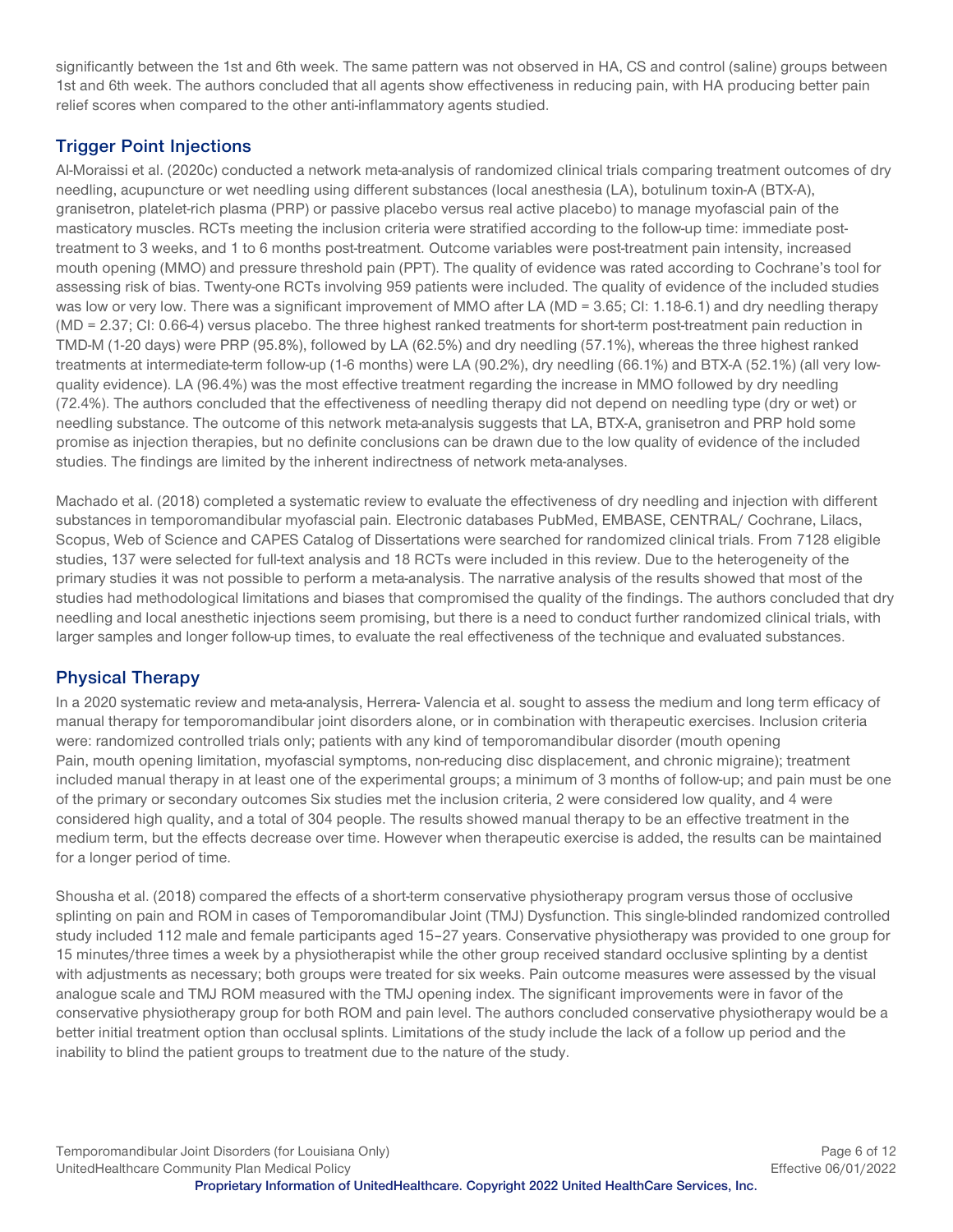significantly between the 1st and 6th week. The same pattern was not observed in HA, CS and control (saline) groups between 1st and 6th week. The authors concluded that all agents show effectiveness in reducing pain, with HA producing better pain relief scores when compared to the other anti-inflammatory agents studied.

## Trigger Point Injections

Al-Moraissi et al. (2020c) conducted a network meta-analysis of randomized clinical trials comparing treatment outcomes of dry needling, acupuncture or wet needling using different substances (local anesthesia (LA), botulinum toxin-A (BTX-A), granisetron, platelet-rich plasma (PRP) or passive placebo versus real active placebo) to manage myofascial pain of the masticatory muscles. RCTs meeting the inclusion criteria were stratified according to the follow-up time: immediate post-treatment to 3 weeks, and 1 to 6 months post-treatment. Outcome variables were post-treatment pain intensity, increased mouth opening (MMO) and pressure threshold pain (PPT). The quality of evidence was rated according to Cochrane's tool for assessing risk of bias. Twenty-one RCTs involving 959 patients were included. The quality of evidence of the included studies was low or very low. There was a significant improvement of MMO after LA (MD = 3.65; CI: 1.18-6.1) and dry needling therapy (MD = 2.37; CI: 0.66-4) versus placebo. The three highest ranked treatments for short-term post-treatment pain reduction in TMD-M (1-20 days) were PRP (95.8%), followed by LA (62.5%) and dry needling (57.1%), whereas the three highest ranked treatments at intermediate-term follow-up (1-6 months) were LA (90.2%), dry needling (66.1%) and BTX-A (52.1%) (all very low-quality evidence). LA (96.4%) was the most effective treatment regarding the increase in MMO followed by dry needling (72.4%). The authors concluded that the effectiveness of needling therapy did not depend on needling type (dry or wet) or needling substance. The outcome of this network meta-analysis suggests that LA, BTX-A, granisetron and PRP hold some promise as injection therapies, but no definite conclusions can be drawn due to the low quality of evidence of the included studies. The findings are limited by the inherent indirectness of network meta-analyses.

Machado et al. (2018) completed a systematic review to evaluate the effectiveness of dry needling and injection with different substances in temporomandibular myofascial pain. Electronic databases PubMed, EMBASE, CENTRAL/ Cochrane, Lilacs, Scopus, Web of Science and CAPES Catalog of Dissertations were searched for randomized clinical trials. From 7128 eligible studies, 137 were selected for full-text analysis and 18 RCTs were included in this review. Due to the heterogeneity of the primary studies it was not possible to perform a meta-analysis. The narrative analysis of the results showed that most of the studies had methodological limitations and biases that compromised the quality of the findings. The authors concluded that dry needling and local anesthetic injections seem promising, but there is a need to conduct further randomized clinical trials, with larger samples and longer follow-up times, to evaluate the real effectiveness of the technique and evaluated substances.

## Physical Therapy

In a 2020 systematic review and meta-analysis, Herrera- Valencia et al. sought to assess the medium and long term efficacy of manual therapy for temporomandibular joint disorders alone, or in combination with therapeutic exercises. Inclusion criteria were: randomized controlled trials only; patients with any kind of temporomandibular disorder (mouth opening Pain, mouth opening limitation, myofascial symptoms, non-reducing disc displacement, and chronic migraine); treatment included manual therapy in at least one of the experimental groups; a minimum of 3 months of follow-up; and pain must be one of the primary or secondary outcomes Six studies met the inclusion criteria, 2 were considered low quality, and 4 were considered high quality, and a total of 304 people. The results showed manual therapy to be an effective treatment in the medium term, but the effects decrease over time. However when therapeutic exercise is added, the results can be maintained for a longer period of time.

Shousha et al. (2018) compared the effects of a short-term conservative physiotherapy program versus those of occlusive splinting on pain and ROM in cases of Temporomandibular Joint (TMJ) Dysfunction. This single-blinded randomized controlled study included 112 male and female participants aged 15–27 years. Conservative physiotherapy was provided to one group for 15 minutes/three times a week by a physiotherapist while the other group received standard occlusive splinting by a dentist with adjustments as necessary; both groups were treated for six weeks. Pain outcome measures were assessed by the visual analogue scale and TMJ ROM measured with the TMJ opening index. The significant improvements were in favor of the conservative physiotherapy group for both ROM and pain level. The authors concluded conservative physiotherapy would be a better initial treatment option than occlusal splints. Limitations of the study include the lack of a follow up period and the inability to blind the patient groups to treatment due to the nature of the study.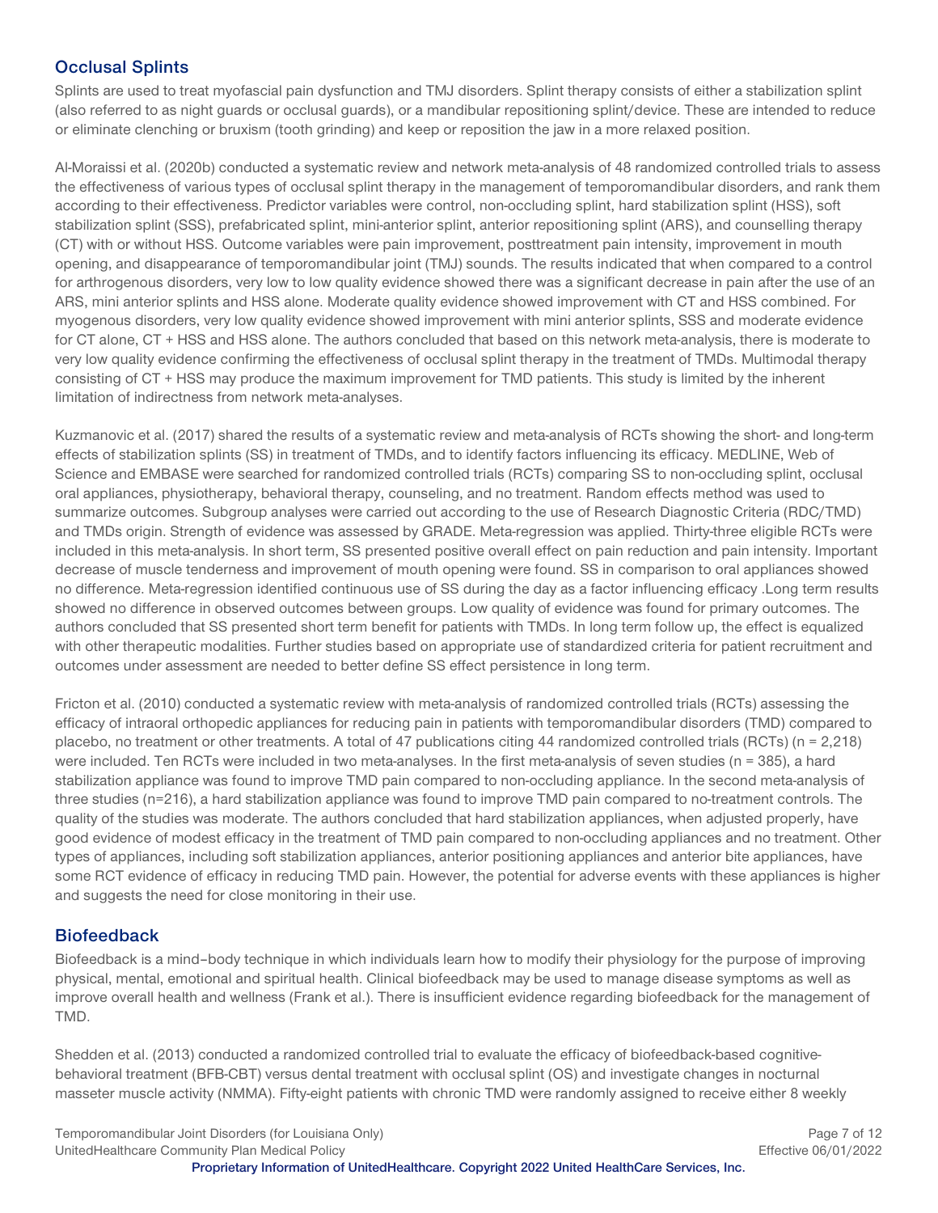## Occlusal Splints

Splints are used to treat myofascial pain dysfunction and TMJ disorders. Splint therapy consists of either a stabilization splint (also referred to as night guards or occlusal guards), or a mandibular repositioning splint/device. These are intended to reduce or eliminate clenching or bruxism (tooth grinding) and keep or reposition the jaw in a more relaxed position.

Al-Moraissi et al. (2020b) conducted a systematic review and network meta-analysis of 48 randomized controlled trials to assess the effectiveness of various types of occlusal splint therapy in the management of temporomandibular disorders, and rank them according to their effectiveness. Predictor variables were control, non-occluding splint, hard stabilization splint (HSS), soft stabilization splint (SSS), prefabricated splint, mini-anterior splint, anterior repositioning splint (ARS), and counselling therapy (CT) with or without HSS. Outcome variables were pain improvement, posttreatment pain intensity, improvement in mouth opening, and disappearance of temporomandibular joint (TMJ) sounds. The results indicated that when compared to a control for arthrogenous disorders, very low to low quality evidence showed there was a significant decrease in pain after the use of an ARS, mini anterior splints and HSS alone. Moderate quality evidence showed improvement with CT and HSS combined. For myogenous disorders, very low quality evidence showed improvement with mini anterior splints, SSS and moderate evidence for CT alone, CT + HSS and HSS alone. The authors concluded that based on this network meta-analysis, there is moderate to very low quality evidence confirming the effectiveness of occlusal splint therapy in the treatment of TMDs. Multimodal therapy consisting of CT + HSS may produce the maximum improvement for TMD patients. This study is limited by the inherent limitation of indirectness from network meta-analyses.

Kuzmanovic et al. (2017) shared the results of a systematic review and meta-analysis of RCTs showing the short- and long-term effects of stabilization splints (SS) in treatment of TMDs, and to identify factors influencing its efficacy. MEDLINE, Web of Science and EMBASE were searched for randomized controlled trials (RCTs) comparing SS to non-occluding splint, occlusal oral appliances, physiotherapy, behavioral therapy, counseling, and no treatment. Random effects method was used to summarize outcomes. Subgroup analyses were carried out according to the use of Research Diagnostic Criteria (RDC/TMD) and TMDs origin. Strength of evidence was assessed by GRADE. Meta-regression was applied. Thirty-three eligible RCTs were included in this meta-analysis. In short term, SS presented positive overall effect on pain reduction and pain intensity. Important decrease of muscle tenderness and improvement of mouth opening were found. SS in comparison to oral appliances showed no difference. Meta-regression identified continuous use of SS during the day as a factor influencing efficacy .Long term results showed no difference in observed outcomes between groups. Low quality of evidence was found for primary outcomes. The authors concluded that SS presented short term benefit for patients with TMDs. In long term follow up, the effect is equalized with other therapeutic modalities. Further studies based on appropriate use of standardized criteria for patient recruitment and outcomes under assessment are needed to better define SS effect persistence in long term.

Fricton et al. (2010) conducted a systematic review with meta-analysis of randomized controlled trials (RCTs) assessing the efficacy of intraoral orthopedic appliances for reducing pain in patients with temporomandibular disorders (TMD) compared to placebo, no treatment or other treatments. A total of 47 publications citing 44 randomized controlled trials (RCTs) (n = 2,218) were included. Ten RCTs were included in two meta-analyses. In the first meta-analysis of seven studies (n = 385), a hard stabilization appliance was found to improve TMD pain compared to non-occluding appliance. In the second meta-analysis of three studies (n=216), a hard stabilization appliance was found to improve TMD pain compared to no-treatment controls. The quality of the studies was moderate. The authors concluded that hard stabilization appliances, when adjusted properly, have good evidence of modest efficacy in the treatment of TMD pain compared to non-occluding appliances and no treatment. Other types of appliances, including soft stabilization appliances, anterior positioning appliances and anterior bite appliances, have some RCT evidence of efficacy in reducing TMD pain. However, the potential for adverse events with these appliances is higher and suggests the need for close monitoring in their use.

## Biofeedback

Biofeedback is a mind–body technique in which individuals learn how to modify their physiology for the purpose of improving physical, mental, emotional and spiritual health. Clinical biofeedback may be used to manage disease symptoms as well as improve overall health and wellness (Frank et al.). There is insufficient evidence regarding biofeedback for the management of TMD.

Shedden et al. (2013) conducted a randomized controlled trial to evaluate the efficacy of biofeedback-based cognitive-behavioral treatment (BFB-CBT) versus dental treatment with occlusal splint (OS) and investigate changes in nocturnal masseter muscle activity (NMMA). Fifty-eight patients with chronic TMD were randomly assigned to receive either 8 weekly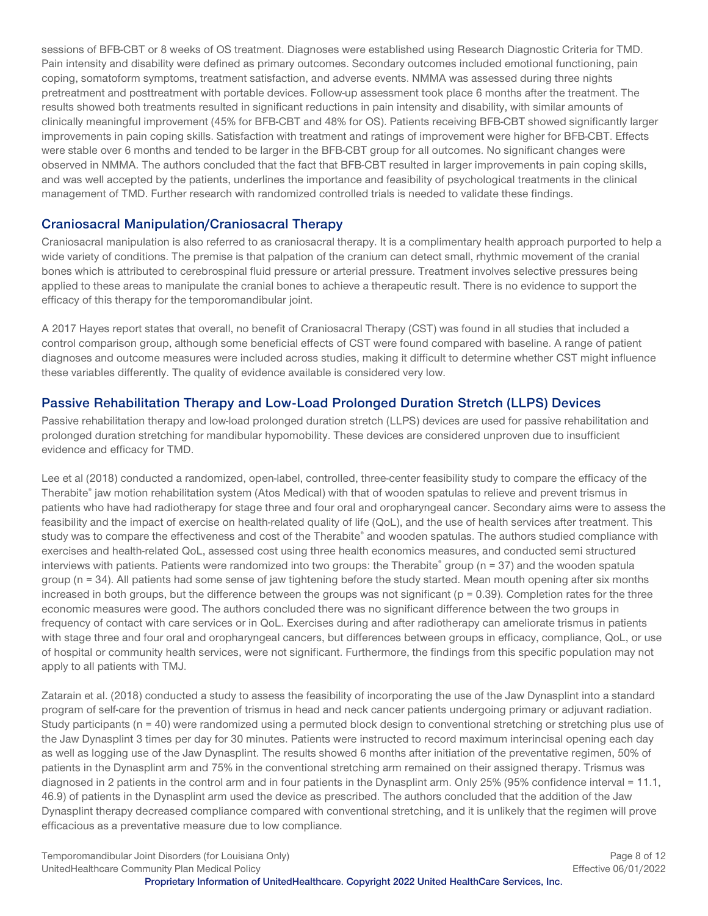sessions of BFB-CBT or 8 weeks of OS treatment. Diagnoses were established using Research Diagnostic Criteria for TMD. Pain intensity and disability were defined as primary outcomes. Secondary outcomes included emotional functioning, pain coping, somatoform symptoms, treatment satisfaction, and adverse events. NMMA was assessed during three nights pretreatment and posttreatment with portable devices. Follow-up assessment took place 6 months after the treatment. The results showed both treatments resulted in significant reductions in pain intensity and disability, with similar amounts of clinically meaningful improvement (45% for BFB-CBT and 48% for OS). Patients receiving BFB-CBT showed significantly larger improvements in pain coping skills. Satisfaction with treatment and ratings of improvement were higher for BFB-CBT. Effects were stable over 6 months and tended to be larger in the BFB-CBT group for all outcomes. No significant changes were observed in NMMA. The authors concluded that the fact that BFB-CBT resulted in larger improvements in pain coping skills, and was well accepted by the patients, underlines the importance and feasibility of psychological treatments in the clinical management of TMD. Further research with randomized controlled trials is needed to validate these findings.

## Craniosacral Manipulation/Craniosacral Therapy

Craniosacral manipulation is also referred to as craniosacral therapy. It is a complimentary health approach purported to help a wide variety of conditions. The premise is that palpation of the cranium can detect small, rhythmic movement of the cranial bones which is attributed to cerebrospinal fluid pressure or arterial pressure. Treatment involves selective pressures being applied to these areas to manipulate the cranial bones to achieve a therapeutic result. There is no evidence to support the efficacy of this therapy for the temporomandibular joint.

A 2017 Hayes report states that overall, no benefit of Craniosacral Therapy (CST) was found in all studies that included a control comparison group, although some beneficial effects of CST were found compared with baseline. A range of patient diagnoses and outcome measures were included across studies, making it difficult to determine whether CST might influence these variables differently. The quality of evidence available is considered very low.

## Passive Rehabilitation Therapy and Low-Load Prolonged Duration Stretch (LLPS) Devices

Passive rehabilitation therapy and low-load prolonged duration stretch (LLPS) devices are used for passive rehabilitation and prolonged duration stretching for mandibular hypomobility. These devices are considered unproven due to insufficient evidence and efficacy for TMD.

Lee et al (2018) conducted a randomized, open-label, controlled, three-center feasibility study to compare the efficacy of the Therabite® jaw motion rehabilitation system (Atos Medical) with that of wooden spatulas to relieve and prevent trismus in patients who have had radiotherapy for stage three and four oral and oropharyngeal cancer. Secondary aims were to assess the feasibility and the impact of exercise on health-related quality of life (QoL), and the use of health services after treatment. This study was to compare the effectiveness and cost of the Therabite® and wooden spatulas. The authors studied compliance with exercises and health-related QoL, assessed cost using three health economics measures, and conducted semi structured interviews with patients. Patients were randomized into two groups: the Therabite® group (n = 37) and the wooden spatula group (n = 34). All patients had some sense of jaw tightening before the study started. Mean mouth opening after six months increased in both groups, but the difference between the groups was not significant (p = 0.39). Completion rates for the three economic measures were good. The authors concluded there was no significant difference between the two groups in frequency of contact with care services or in QoL. Exercises during and after radiotherapy can ameliorate trismus in patients with stage three and four oral and oropharyngeal cancers, but differences between groups in efficacy, compliance, QoL, or use of hospital or community health services, were not significant. Furthermore, the findings from this specific population may not apply to all patients with TMJ.

Zatarain et al. (2018) conducted a study to assess the feasibility of incorporating the use of the Jaw Dynasplint into a standard program of self-care for the prevention of trismus in head and neck cancer patients undergoing primary or adjuvant radiation. Study participants (n = 40) were randomized using a permuted block design to conventional stretching or stretching plus use of the Jaw Dynasplint 3 times per day for 30 minutes. Patients were instructed to record maximum interincisal opening each day as well as logging use of the Jaw Dynasplint. The results showed 6 months after initiation of the preventative regimen, 50% of patients in the Dynasplint arm and 75% in the conventional stretching arm remained on their assigned therapy. Trismus was diagnosed in 2 patients in the control arm and in four patients in the Dynasplint arm. Only 25% (95% confidence interval = 11.1, 46.9) of patients in the Dynasplint arm used the device as prescribed. The authors concluded that the addition of the Jaw Dynasplint therapy decreased compliance compared with conventional stretching, and it is unlikely that the regimen will prove efficacious as a preventative measure due to low compliance.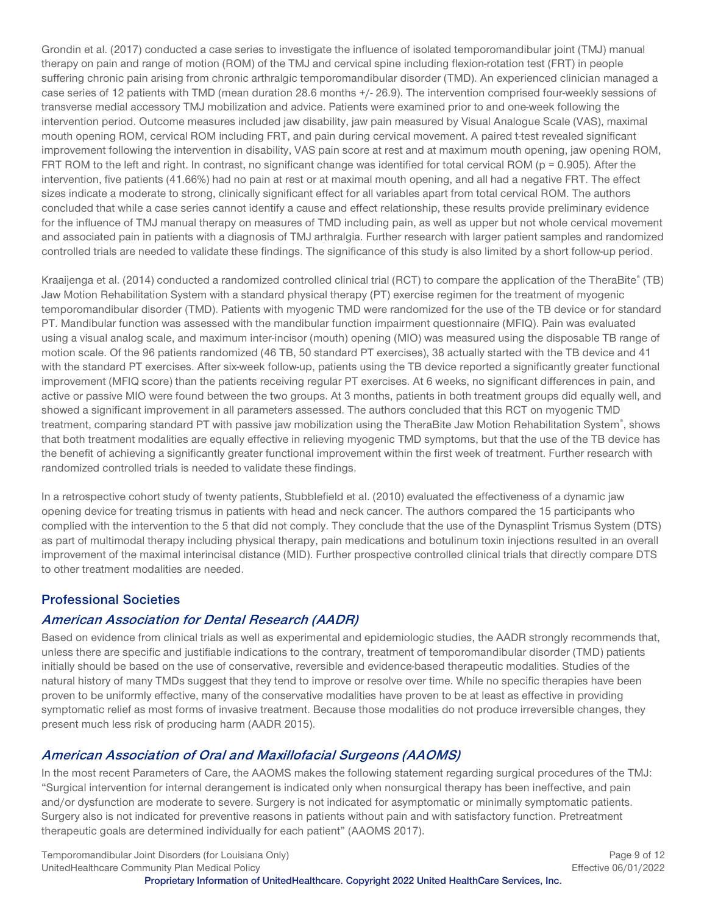Grondin et al. (2017) conducted a case series to investigate the influence of isolated temporomandibular joint (TMJ) manual therapy on pain and range of motion (ROM) of the TMJ and cervical spine including flexion-rotation test (FRT) in people suffering chronic pain arising from chronic arthralgic temporomandibular disorder (TMD). An experienced clinician managed a case series of 12 patients with TMD (mean duration 28.6 months +/- 26.9). The intervention comprised four-weekly sessions of transverse medial accessory TMJ mobilization and advice. Patients were examined prior to and one-week following the intervention period. Outcome measures included jaw disability, jaw pain measured by Visual Analogue Scale (VAS), maximal mouth opening ROM, cervical ROM including FRT, and pain during cervical movement. A paired t-test revealed significant improvement following the intervention in disability, VAS pain score at rest and at maximum mouth opening, jaw opening ROM, FRT ROM to the left and right. In contrast, no significant change was identified for total cervical ROM ($p = 0.905$). After the intervention, five patients (41.66%) had no pain at rest or at maximal mouth opening, and all had a negative FRT. The effect sizes indicate a moderate to strong, clinically significant effect for all variables apart from total cervical ROM. The authors concluded that while a case series cannot identify a cause and effect relationship, these results provide preliminary evidence for the influence of TMJ manual therapy on measures of TMD including pain, as well as upper but not whole cervical movement and associated pain in patients with a diagnosis of TMJ arthralgia. Further research with larger patient samples and randomized controlled trials are needed to validate these findings. The significance of this study is also limited by a short follow-up period.

Kraaijenga et al. (2014) conducted a randomized controlled clinical trial (RCT) to compare the application of the TheraBite® (TB) Jaw Motion Rehabilitation System with a standard physical therapy (PT) exercise regimen for the treatment of myogenic temporomandibular disorder (TMD). Patients with myogenic TMD were randomized for the use of the TB device or for standard PT. Mandibular function was assessed with the mandibular function impairment questionnaire (MFIQ). Pain was evaluated using a visual analog scale, and maximum inter-incisor (mouth) opening (MIO) was measured using the disposable TB range of motion scale. Of the 96 patients randomized (46 TB, 50 standard PT exercises), 38 actually started with the TB device and 41 with the standard PT exercises. After six-week follow-up, patients using the TB device reported a significantly greater functional improvement (MFIQ score) than the patients receiving regular PT exercises. At 6 weeks, no significant differences in pain, and active or passive MIO were found between the two groups. At 3 months, patients in both treatment groups did equally well, and showed a significant improvement in all parameters assessed. The authors concluded that this RCT on myogenic TMD treatment, comparing standard PT with passive jaw mobilization using the TheraBite Jaw Motion Rehabilitation System®, shows that both treatment modalities are equally effective in relieving myogenic TMD symptoms, but that the use of the TB device has the benefit of achieving a significantly greater functional improvement within the first week of treatment. Further research with randomized controlled trials is needed to validate these findings.

In a retrospective cohort study of twenty patients, Stubblefield et al. (2010) evaluated the effectiveness of a dynamic jaw opening device for treating trismus in patients with head and neck cancer. The authors compared the 15 participants who complied with the intervention to the 5 that did not comply. They conclude that the use of the Dynasplint Trismus System (DTS) as part of multimodal therapy including physical therapy, pain medications and botulinum toxin injections resulted in an overall improvement of the maximal interincisal distance (MID). Further prospective controlled clinical trials that directly compare DTS to other treatment modalities are needed.

## Professional Societies

### *American Association for Dental Research (AADR)*

Based on evidence from clinical trials as well as experimental and epidemiologic studies, the AADR strongly recommends that, unless there are specific and justifiable indications to the contrary, treatment of temporomandibular disorder (TMD) patients initially should be based on the use of conservative, reversible and evidence-based therapeutic modalities. Studies of the natural history of many TMDs suggest that they tend to improve or resolve over time. While no specific therapies have been proven to be uniformly effective, many of the conservative modalities have proven to be at least as effective in providing symptomatic relief as most forms of invasive treatment. Because those modalities do not produce irreversible changes, they present much less risk of producing harm (AADR 2015).

### *American Association of Oral and Maxillofacial Surgeons (AAOMS)*

In the most recent Parameters of Care, the AAOMS makes the following statement regarding surgical procedures of the TMJ: "Surgical intervention for internal derangement is indicated only when nonsurgical therapy has been ineffective, and pain and/or dysfunction are moderate to severe. Surgery is not indicated for asymptomatic or minimally symptomatic patients. Surgery also is not indicated for preventive reasons in patients without pain and with satisfactory function. Pretreatment therapeutic goals are determined individually for each patient" (AAOMS 2017).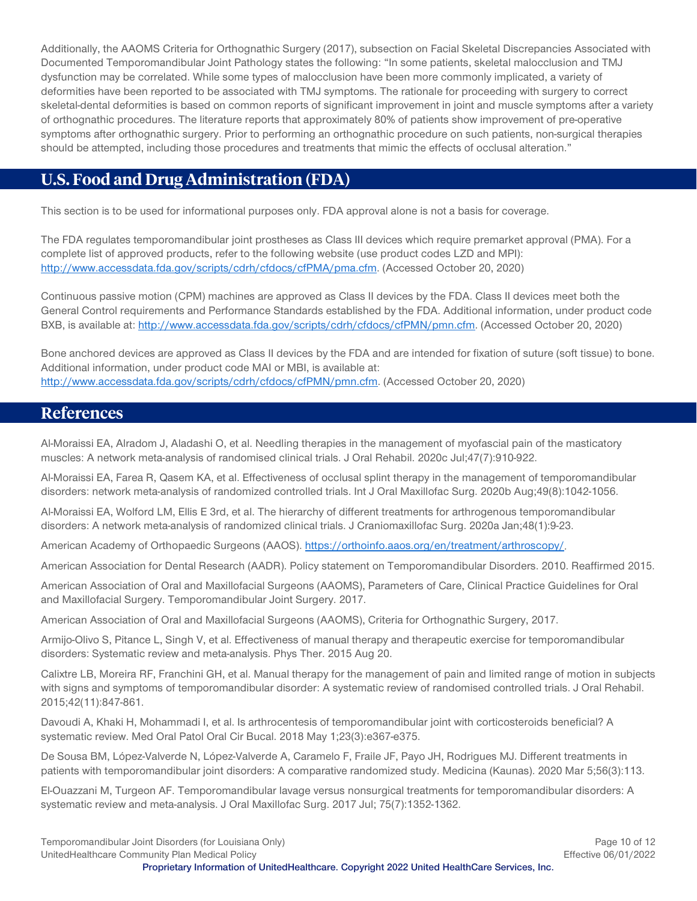Additionally, the AAOMS Criteria for Orthognathic Surgery (2017), subsection on Facial Skeletal Discrepancies Associated with Documented Temporomandibular Joint Pathology states the following: "In some patients, skeletal malocclusion and TMJ dysfunction may be correlated. While some types of malocclusion have been more commonly implicated, a variety of deformities have been reported to be associated with TMJ symptoms. The rationale for proceeding with surgery to correct skeletal-dental deformities is based on common reports of significant improvement in joint and muscle symptoms after a variety of orthognathic procedures. The literature reports that approximately 80% of patients show improvement of pre-operative symptoms after orthognathic surgery. Prior to performing an orthognathic procedure on such patients, non-surgical therapies should be attempted, including those procedures and treatments that mimic the effects of occlusal alteration."

## U.S. Food and Drug Administration (FDA)

This section is to be used for informational purposes only. FDA approval alone is not a basis for coverage.

The FDA regulates temporomandibular joint prostheses as Class III devices which require premarket approval (PMA). For a complete list of approved products, refer to the following website (use product codes LZD and MPI): http://www.accessdata.fda.gov/scripts/cdrh/cfdocs/cfPMA/pma.cfm. (Accessed October 20, 2020)

Continuous passive motion (CPM) machines are approved as Class II devices by the FDA. Class II devices meet both the General Control requirements and Performance Standards established by the FDA. Additional information, under product code BXB, is available at: http://www.accessdata.fda.gov/scripts/cdrh/cfdocs/cfPMN/pmn.cfm. (Accessed October 20, 2020)

Bone anchored devices are approved as Class II devices by the FDA and are intended for fixation of suture (soft tissue) to bone. Additional information, under product code MAI or MBI, is available at: http://www.accessdata.fda.gov/scripts/cdrh/cfdocs/cfPMN/pmn.cfm. (Accessed October 20, 2020)

## References

Al-Moraissi EA, Alradom J, Aladashi O, et al. Needling therapies in the management of myofascial pain of the masticatory muscles: A network meta-analysis of randomised clinical trials. J Oral Rehabil. 2020c Jul;47(7):910-922.

Al-Moraissi EA, Farea R, Qasem KA, et al. Effectiveness of occlusal splint therapy in the management of temporomandibular disorders: network meta-analysis of randomized controlled trials. Int J Oral Maxillofac Surg. 2020b Aug;49(8):1042-1056.

Al-Moraissi EA, Wolford LM, Ellis E 3rd, et al. The hierarchy of different treatments for arthrogenous temporomandibular disorders: A network meta-analysis of randomized clinical trials. J Craniomaxillofac Surg. 2020a Jan;48(1):9-23.

American Academy of Orthopaedic Surgeons (AAOS). https://orthoinfo.aaos.org/en/treatment/arthroscopy/.

American Association for Dental Research (AADR). Policy statement on Temporomandibular Disorders. 2010. Reaffirmed 2015.

American Association of Oral and Maxillofacial Surgeons (AAOMS), Parameters of Care, Clinical Practice Guidelines for Oral and Maxillofacial Surgery. Temporomandibular Joint Surgery. 2017.

American Association of Oral and Maxillofacial Surgeons (AAOMS), Criteria for Orthognathic Surgery, 2017.

Armijo-Olivo S, Pitance L, Singh V, et al. Effectiveness of manual therapy and therapeutic exercise for temporomandibular disorders: Systematic review and meta-analysis. Phys Ther. 2015 Aug 20.

Calixtre LB, Moreira RF, Franchini GH, et al. Manual therapy for the management of pain and limited range of motion in subjects with signs and symptoms of temporomandibular disorder: A systematic review of randomised controlled trials. J Oral Rehabil. 2015;42(11):847-861.

Davoudi A, Khaki H, Mohammadi I, et al. Is arthrocentesis of temporomandibular joint with corticosteroids beneficial? A systematic review. Med Oral Patol Oral Cir Bucal. 2018 May 1;23(3):e367-e375.

De Sousa BM, López-Valverde N, López-Valverde A, Caramelo F, Fraile JF, Payo JH, Rodrigues MJ. Different treatments in patients with temporomandibular joint disorders: A comparative randomized study. Medicina (Kaunas). 2020 Mar 5;56(3):113.

El-Ouazzani M, Turgeon AF. Temporomandibular lavage versus nonsurgical treatments for temporomandibular disorders: A systematic review and meta-analysis. J Oral Maxillofac Surg. 2017 Jul; 75(7):1352-1362.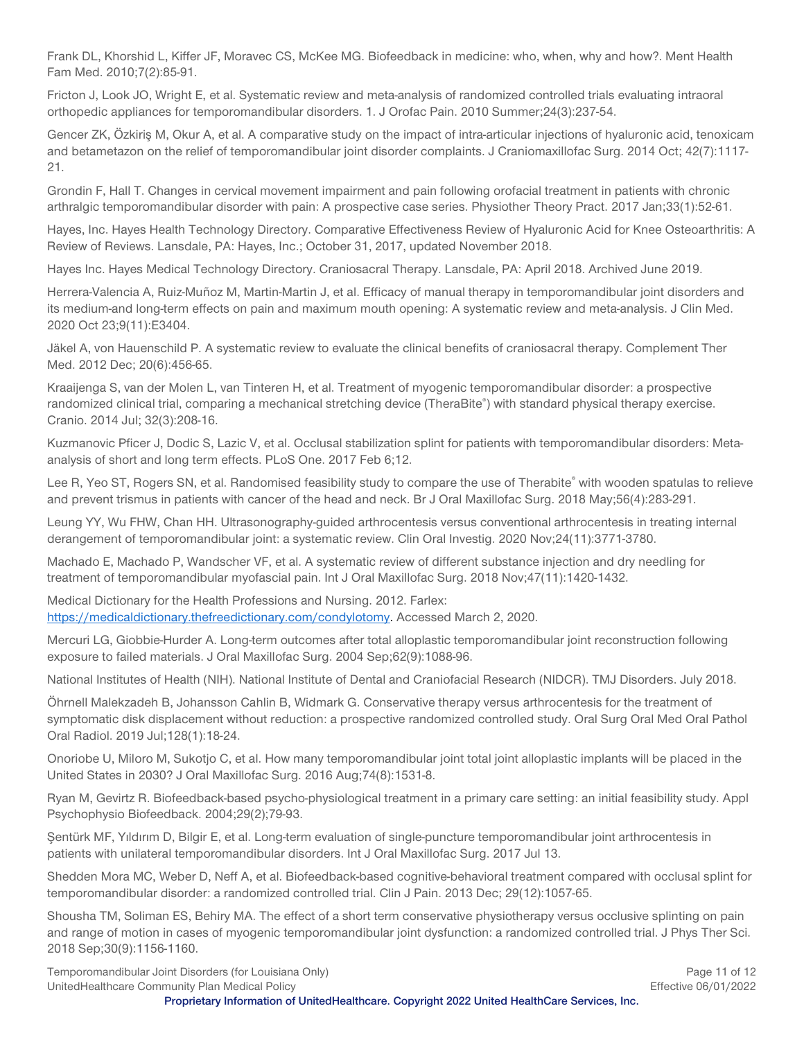Frank DL, Khorshid L, Kiffer JF, Moravec CS, McKee MG. Biofeedback in medicine: who, when, why and how?. Ment Health Fam Med. 2010;7(2):85-91.

Fricton J, Look JO, Wright E, et al. Systematic review and meta-analysis of randomized controlled trials evaluating intraoral orthopedic appliances for temporomandibular disorders. 1. J Orofac Pain. 2010 Summer;24(3):237-54.

Gencer ZK, Özkiriş M, Okur A, et al. A comparative study on the impact of intra-articular injections of hyaluronic acid, tenoxicam and betametazon on the relief of temporomandibular joint disorder complaints. J Craniomaxillofac Surg. 2014 Oct; 42(7):1117-21.

Grondin F, Hall T. Changes in cervical movement impairment and pain following orofacial treatment in patients with chronic arthralgic temporomandibular disorder with pain: A prospective case series. Physiother Theory Pract. 2017 Jan;33(1):52-61.

Hayes, Inc. Hayes Health Technology Directory. Comparative Effectiveness Review of Hyaluronic Acid for Knee Osteoarthritis: A Review of Reviews. Lansdale, PA: Hayes, Inc.; October 31, 2017, updated November 2018.

Hayes Inc. Hayes Medical Technology Directory. Craniosacral Therapy. Lansdale, PA: April 2018. Archived June 2019.

Herrera-Valencia A, Ruiz-Muñoz M, Martin-Martin J, et al. Efficacy of manual therapy in temporomandibular joint disorders and its medium-and long-term effects on pain and maximum mouth opening: A systematic review and meta-analysis. J Clin Med. 2020 Oct 23;9(11):E3404.

Jäkel A, von Hauenschild P. A systematic review to evaluate the clinical benefits of craniosacral therapy. Complement Ther Med. 2012 Dec; 20(6):456-65.

Kraaijenga S, van der Molen L, van Tinteren H, et al. Treatment of myogenic temporomandibular disorder: a prospective randomized clinical trial, comparing a mechanical stretching device (TheraBite®) with standard physical therapy exercise. Cranio. 2014 Jul; 32(3):208-16.

Kuzmanovic Pficer J, Dodic S, Lazic V, et al. Occlusal stabilization splint for patients with temporomandibular disorders: Meta-analysis of short and long term effects. PLoS One. 2017 Feb 6;12.

Lee R, Yeo ST, Rogers SN, et al. Randomised feasibility study to compare the use of Therabite® with wooden spatulas to relieve and prevent trismus in patients with cancer of the head and neck. Br J Oral Maxillofac Surg. 2018 May;56(4):283-291.

Leung YY, Wu FHW, Chan HH. Ultrasonography-guided arthrocentesis versus conventional arthrocentesis in treating internal derangement of temporomandibular joint: a systematic review. Clin Oral Investig. 2020 Nov;24(11):3771-3780.

Machado E, Machado P, Wandscher VF, et al. A systematic review of different substance injection and dry needling for treatment of temporomandibular myofascial pain. Int J Oral Maxillofac Surg. 2018 Nov;47(11):1420-1432.

Medical Dictionary for the Health Professions and Nursing. 2012. Farlex: https://medicaldictionary.thefreedictionary.com/condylotomy. Accessed March 2, 2020.

Mercuri LG, Giobbie-Hurder A. Long-term outcomes after total alloplastic temporomandibular joint reconstruction following exposure to failed materials. J Oral Maxillofac Surg. 2004 Sep;62(9):1088-96.

National Institutes of Health (NIH). National Institute of Dental and Craniofacial Research (NIDCR). TMJ Disorders. July 2018.

Öhrnell Malekzadeh B, Johansson Cahlin B, Widmark G. Conservative therapy versus arthrocentesis for the treatment of symptomatic disk displacement without reduction: a prospective randomized controlled study. Oral Surg Oral Med Oral Pathol Oral Radiol. 2019 Jul;128(1):18-24.

Onoriobe U, Miloro M, Sukotjo C, et al. How many temporomandibular joint total joint alloplastic implants will be placed in the United States in 2030? J Oral Maxillofac Surg. 2016 Aug;74(8):1531-8.

Ryan M, Gevirtz R. Biofeedback-based psycho-physiological treatment in a primary care setting: an initial feasibility study. Appl Psychophysio Biofeedback. 2004;29(2);79-93.

Şentürk MF, Yıldırım D, Bilgir E, et al. Long-term evaluation of single-puncture temporomandibular joint arthrocentesis in patients with unilateral temporomandibular disorders. Int J Oral Maxillofac Surg. 2017 Jul 13.

Shedden Mora MC, Weber D, Neff A, et al. Biofeedback-based cognitive-behavioral treatment compared with occlusal splint for temporomandibular disorder: a randomized controlled trial. Clin J Pain. 2013 Dec; 29(12):1057-65.

Shousha TM, Soliman ES, Behiry MA. The effect of a short term conservative physiotherapy versus occlusive splinting on pain and range of motion in cases of myogenic temporomandibular joint dysfunction: a randomized controlled trial. J Phys Ther Sci. 2018 Sep;30(9):1156-1160.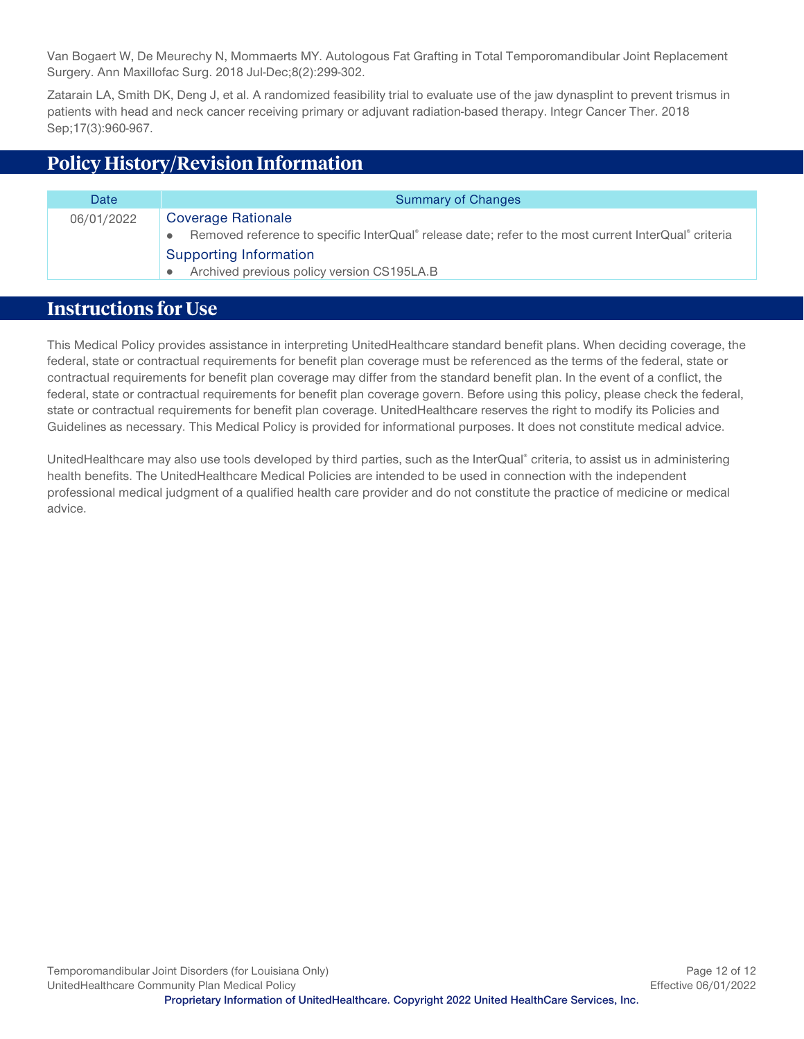Van Bogaert W, De Meurechy N, Mommaerts MY. Autologous Fat Grafting in Total Temporomandibular Joint Replacement Surgery. Ann Maxillofac Surg. 2018 Jul-Dec;8(2):299-302.

Zatarain LA, Smith DK, Deng J, et al. A randomized feasibility trial to evaluate use of the jaw dynasplint to prevent trismus in patients with head and neck cancer receiving primary or adjuvant radiation-based therapy. Integr Cancer Ther. 2018 Sep;17(3):960-967.

## Policy History/Revision Information

| Date | Summary of Changes |
| --- | --- |
| 06/01/2022 | **Coverage Rationale**<br>• Removed reference to specific InterQual® release date; refer to the most current InterQual® criteria<br>**Supporting Information**<br>• Archived previous policy version CS195LA.B |

## Instructions for Use

This Medical Policy provides assistance in interpreting UnitedHealthcare standard benefit plans. When deciding coverage, the federal, state or contractual requirements for benefit plan coverage must be referenced as the terms of the federal, state or contractual requirements for benefit plan coverage may differ from the standard benefit plan. In the event of a conflict, the federal, state or contractual requirements for benefit plan coverage govern. Before using this policy, please check the federal, state or contractual requirements for benefit plan coverage. UnitedHealthcare reserves the right to modify its Policies and Guidelines as necessary. This Medical Policy is provided for informational purposes. It does not constitute medical advice.

UnitedHealthcare may also use tools developed by third parties, such as the InterQual® criteria, to assist us in administering health benefits. The UnitedHealthcare Medical Policies are intended to be used in connection with the independent professional medical judgment of a qualified health care provider and do not constitute the practice of medicine or medical advice.